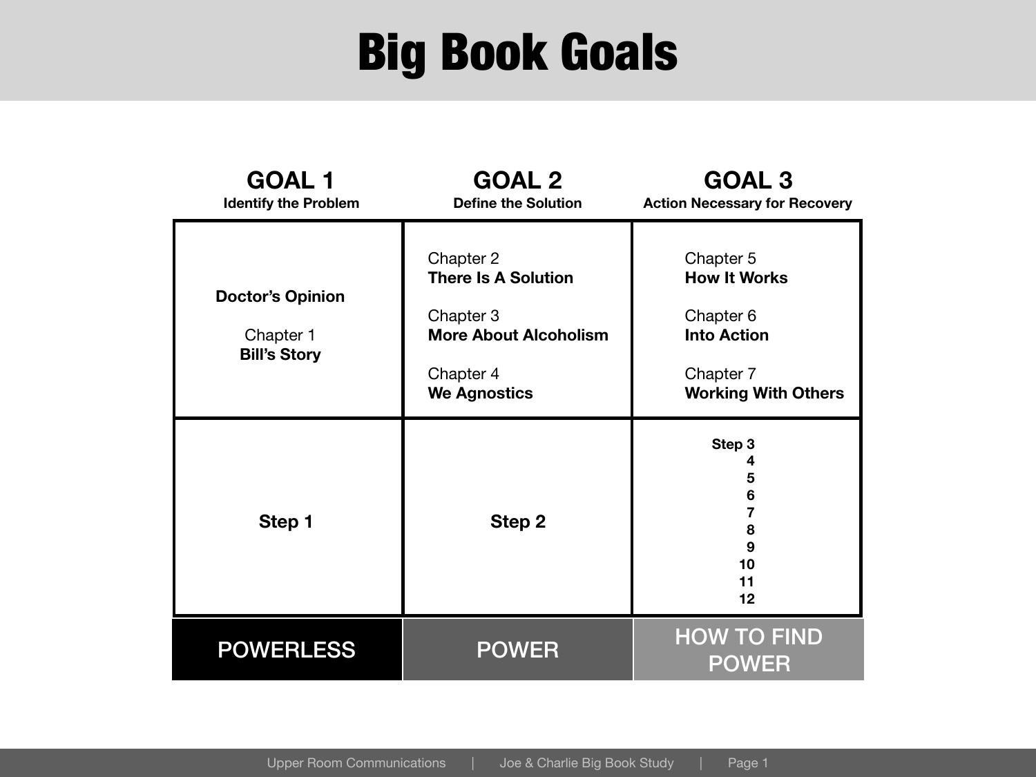# Big Book Goals

| GOAL 1<br>**Identify the Problem** | GOAL 2<br>**Define the Solution** | GOAL 3<br>**Action Necessary for Recovery** |
|---|---|---|
| **Doctor's Opinion**<br><br>Chapter 1<br>**Bill's Story** | Chapter 2<br>**There Is A Solution**<br><br>Chapter 3<br>**More About Alcoholism**<br><br>Chapter 4<br>**We Agnostics** | Chapter 5<br>**How It Works**<br><br>Chapter 6<br>**Into Action**<br><br>Chapter 7<br>**Working With Others** |
| **Step 1** | **Step 2** | **Step 3**<br>**4**<br>**5**<br>**6**<br>**7**<br>**8**<br>**9**<br>**10**<br>**11**<br>**12** |
| POWERLESS | POWER | HOW TO FIND POWER |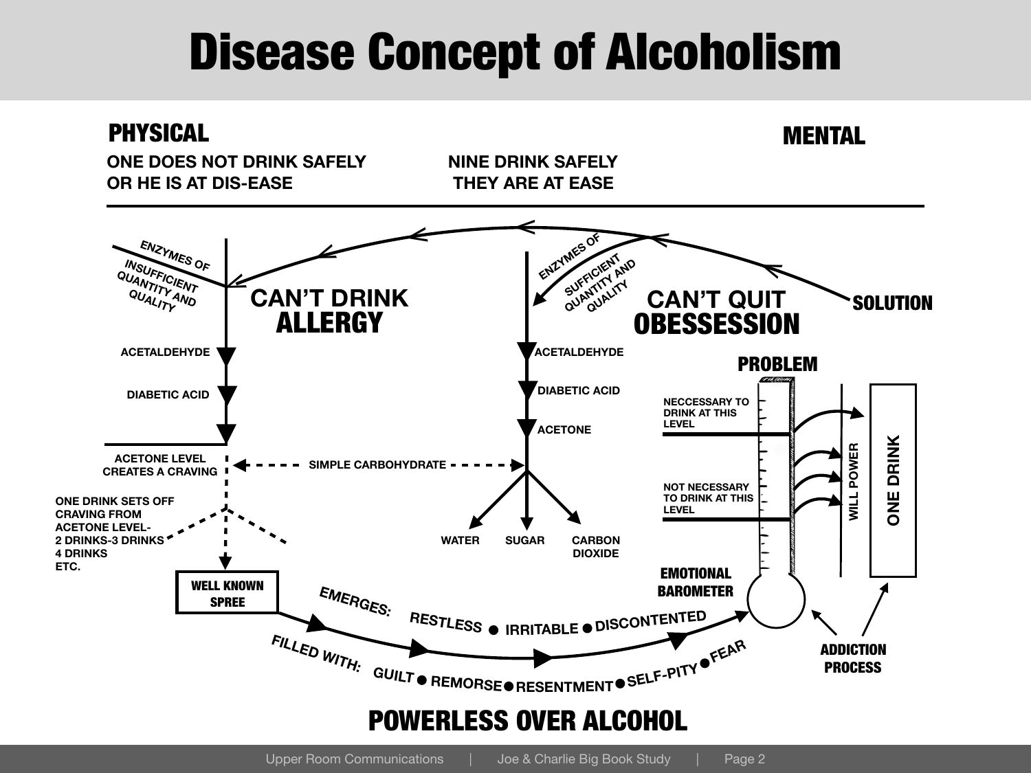# Disease Concept of Alcoholism

**PHYSICAL**

**MENTAL**

**ONE DOES NOT DRINK SAFELY OR HE IS AT DIS-EASE**

**NINE DRINK SAFELY THEY ARE AT EASE**

ENZYMES OF INSUFFICIENT QUANTITY AND QUALITY

ENZYMES OF SUFFICIENT QUANTITY AND QUALITY

## CAN'T DRINK ALLERGY

## CAN'T QUIT OBESSESSION

**SOLUTION**

ACETALDEHYDE

DIABETIC ACID

ACETONE LEVEL CREATES A CRAVING

ONE DRINK SETS OFF CRAVING FROM ACETONE LEVEL- 2 DRINKS-3 DRINKS 4 DRINKS ETC.

SIMPLE CARBOHYDRATE

ACETALDEHYDE

DIABETIC ACID

ACETONE

WATER

SUGAR

CARBON DIOXIDE

**PROBLEM**

NECCESSARY TO DRINK AT THIS LEVEL

NOT NECESSARY TO DRINK AT THIS LEVEL

WILL POWER

ONE DRINK

**EMOTIONAL BAROMETER**

**WELL KNOWN SPREE**

EMERGES: RESTLESS • IRRITABLE • DISCONTENTED

FILLED WITH: GUILT • REMORSE • RESENTMENT • SELF-PITY • FEAR

**ADDICTION PROCESS**

## POWERLESS OVER ALCOHOL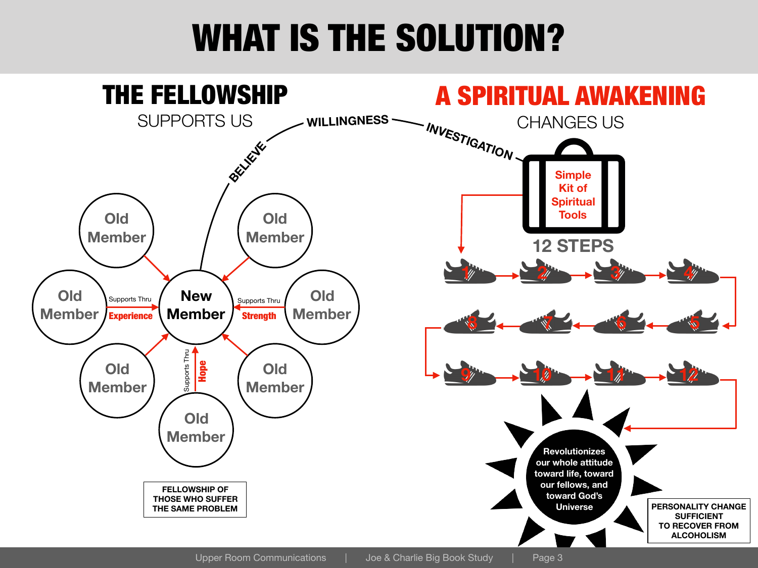# WHAT IS THE SOLUTION?

## THE FELLOWSHIP

SUPPORTS US

BELIEVE — WILLINGNESS — INVESTIGATION

## A SPIRITUAL AWAKENING

CHANGES US

Old Member

Old Member

Old Member

Supports Thru **Experience**

**New Member**

Supports Thru **Strength**

Old Member

Old Member

Supports Thru **Hope**

Old Member

Old Member

**FELLOWSHIP OF THOSE WHO SUFFER THE SAME PROBLEM**

Simple Kit of Spiritual Tools

**12 STEPS**

1 → 2 → 3 → 4 → 5 → 6 → 7 → 8 → 9 → 10 → 11 → 12

Revolutionizes our whole attitude toward life, toward our fellows, and toward God's Universe

**PERSONALITY CHANGE SUFFICIENT TO RECOVER FROM ALCOHOLISM**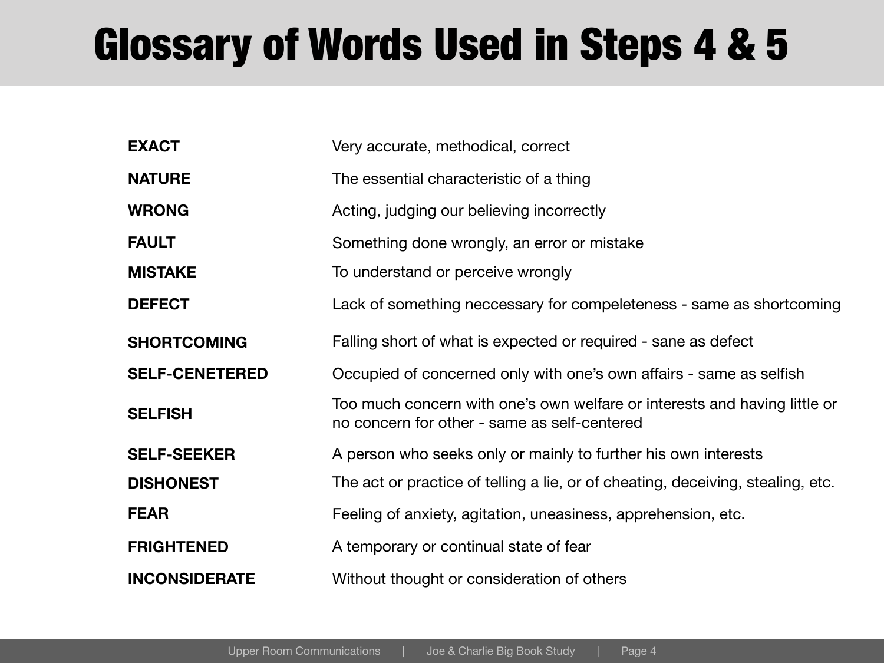# Glossary of Words Used in Steps 4 & 5

| | |
|---|---|
| **EXACT** | Very accurate, methodical, correct |
| **NATURE** | The essential characteristic of a thing |
| **WRONG** | Acting, judging our believing incorrectly |
| **FAULT** | Something done wrongly, an error or mistake |
| **MISTAKE** | To understand or perceive wrongly |
| **DEFECT** | Lack of something neccessary for compeleteness - same as shortcoming |
| **SHORTCOMING** | Falling short of what is expected or required - sane as defect |
| **SELF-CENETERED** | Occupied of concerned only with one's own affairs - same as selfish |
| **SELFISH** | Too much concern with one's own welfare or interests and having little or no concern for other - same as self-centered |
| **SELF-SEEKER** | A person who seeks only or mainly to further his own interests |
| **DISHONEST** | The act or practice of telling a lie, or of cheating, deceiving, stealing, etc. |
| **FEAR** | Feeling of anxiety, agitation, uneasiness, apprehension, etc. |
| **FRIGHTENED** | A temporary or continual state of fear |
| **INCONSIDERATE** | Without thought or consideration of others |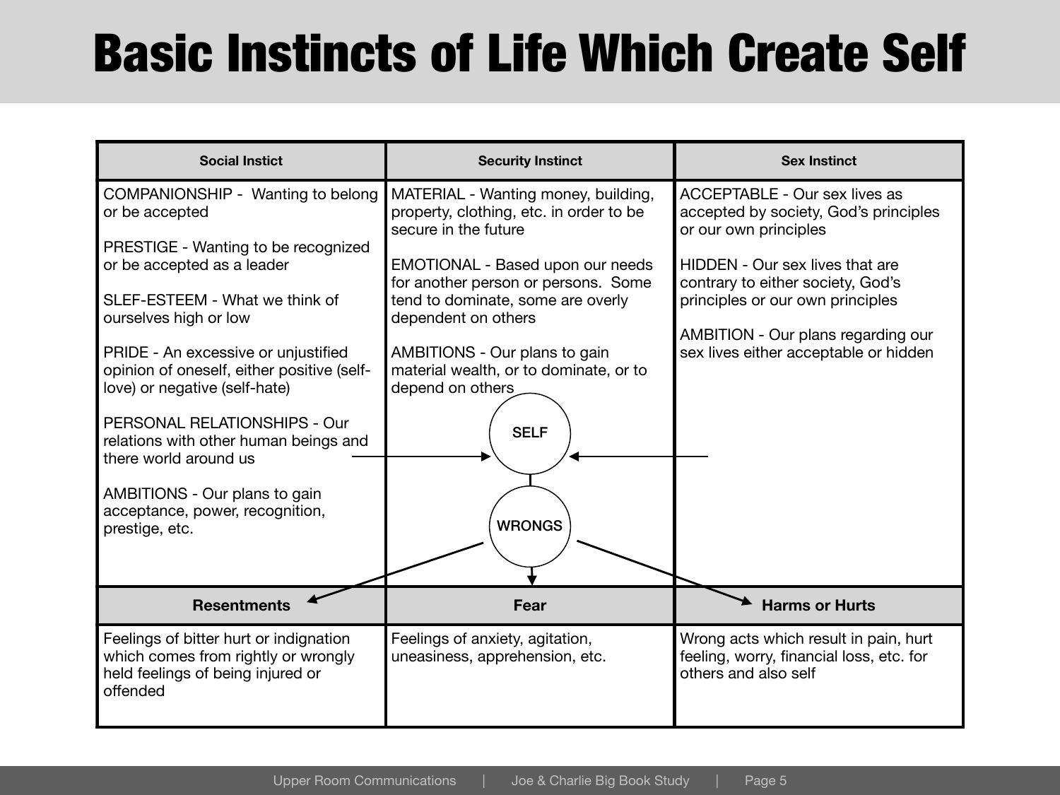# Basic Instincts of Life Which Create Self

| Social Instict | Security Instinct | Sex Instinct |
| --- | --- | --- |
| COMPANIONSHIP - Wanting to belong or be accepted<br><br>PRESTIGE - Wanting to be recognized or be accepted as a leader<br><br>SLEF-ESTEEM - What we think of ourselves high or low<br><br>PRIDE - An excessive or unjustified opinion of oneself, either positive (self-love) or negative (self-hate)<br><br>PERSONAL RELATIONSHIPS - Our relations with other human beings and there world around us<br><br>AMBITIONS - Our plans to gain acceptance, power, recognition, prestige, etc. | MATERIAL - Wanting money, building, property, clothing, etc. in order to be secure in the future<br><br>EMOTIONAL - Based upon our needs for another person or persons. Some tend to dominate, some are overly dependent on others<br><br>AMBITIONS - Our plans to gain material wealth, or to dominate, or to depend on others<br><br>SELF<br><br>WRONGS | ACCEPTABLE - Our sex lives as accepted by society, God's principles or our own principles<br><br>HIDDEN - Our sex lives that are contrary to either society, God's principles or our own principles<br><br>AMBITION - Our plans regarding our sex lives either acceptable or hidden |
| **Resentments** | **Fear** | **Harms or Hurts** |
| Feelings of bitter hurt or indignation which comes from rightly or wrongly held feelings of being injured or offended | Feelings of anxiety, agitation, uneasiness, apprehension, etc. | Wrong acts which result in pain, hurt feeling, worry, financial loss, etc. for others and also self |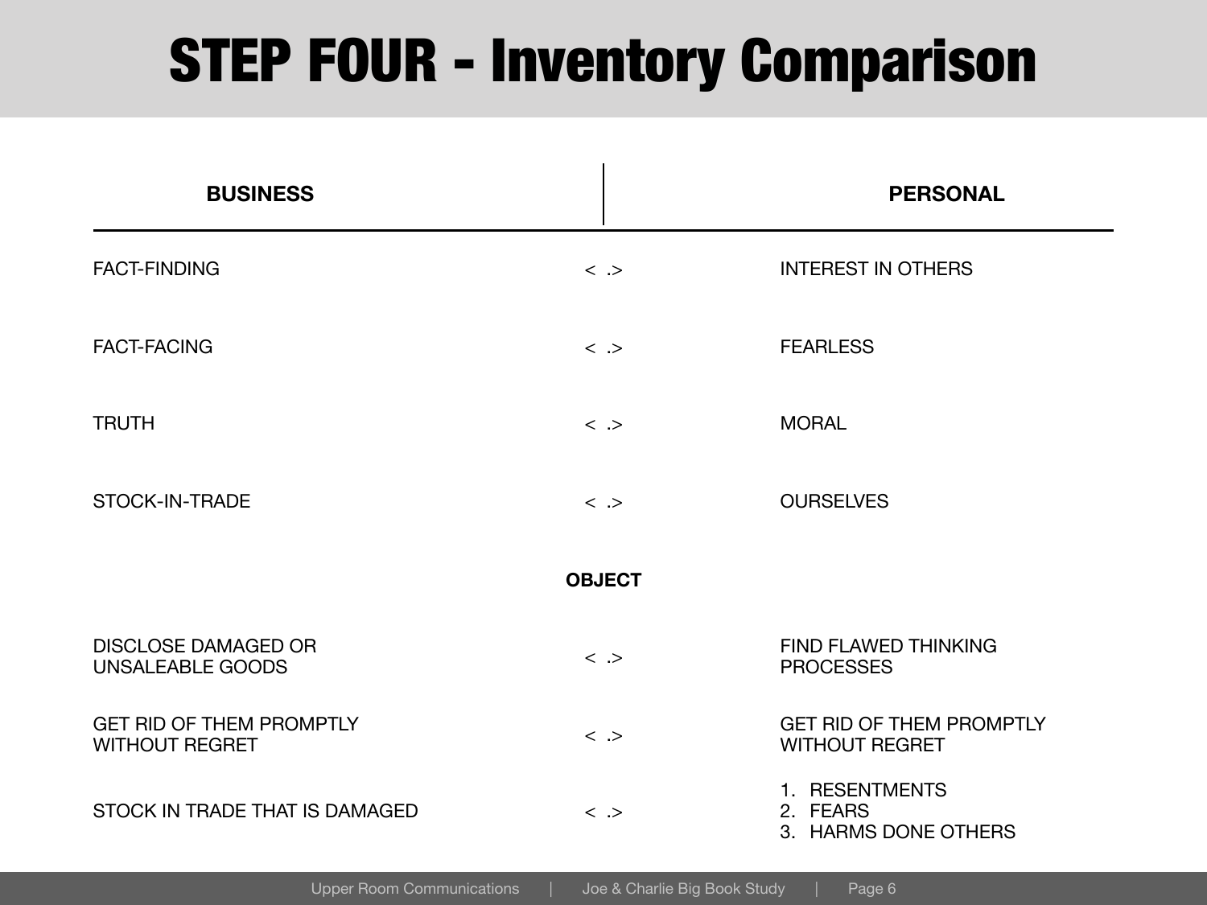# STEP FOUR - Inventory Comparison

| BUSINESS | | PERSONAL |
|---|---|---|
| FACT-FINDING | < .> | INTEREST IN OTHERS |
| FACT-FACING | < .> | FEARLESS |
| TRUTH | < .> | MORAL |
| STOCK-IN-TRADE | < .> | OURSELVES |
| | **OBJECT** | |
| DISCLOSE DAMAGED OR UNSALEABLE GOODS | < .> | FIND FLAWED THINKING PROCESSES |
| GET RID OF THEM PROMPTLY WITHOUT REGRET | < .> | GET RID OF THEM PROMPTLY WITHOUT REGRET |
| STOCK IN TRADE THAT IS DAMAGED | < .> | 1. RESENTMENTS<br>2. FEARS<br>3. HARMS DONE OTHERS |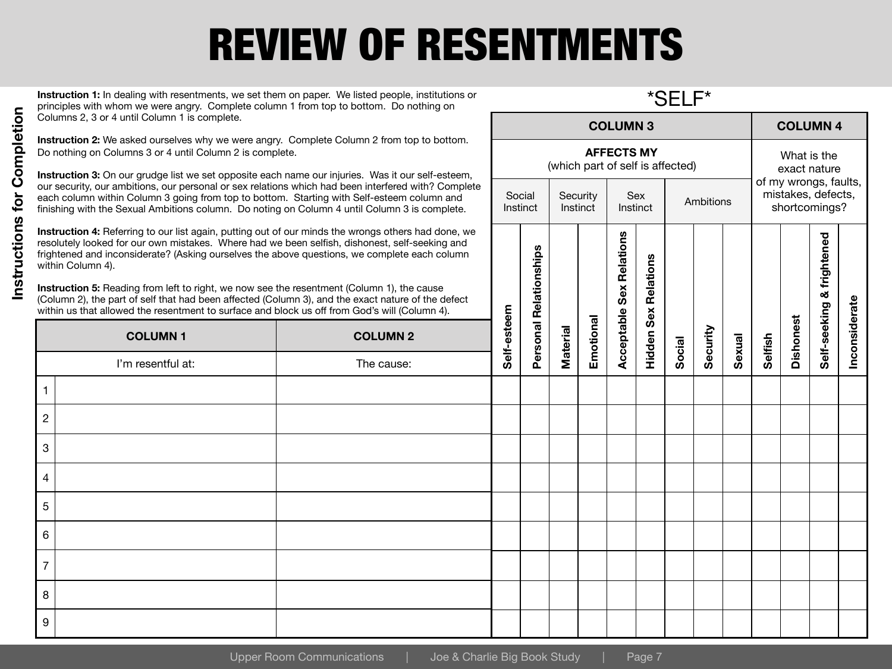# REVIEW OF RESENTMENTS

## Instructions for Completion

**Instruction 1:** In dealing with resentments, we set them on paper. We listed people, institutions or principles with whom we were angry. Complete column 1 from top to bottom. Do nothing on Columns 2, 3 or 4 until Column 1 is complete.

**Instruction 2:** We asked ourselves why we were angry. Complete Column 2 from top to bottom. Do nothing on Columns 3 or 4 until Column 2 is complete.

**Instruction 3:** On our grudge list we set opposite each name our injuries. Was it our self-esteem, our security, our ambitions, our personal or sex relations which had been interfered with? Complete each column within Column 3 going from top to bottom. Starting with Self-esteem column and finishing with the Sexual Ambitions column. Do noting on Column 4 until Column 3 is complete.

**Instruction 4:** Referring to our list again, putting out of our minds the wrongs others had done, we resolutely looked for our own mistakes. Where had we been selfish, dishonest, self-seeking and frightened and inconsiderate? (Asking ourselves the above questions, we complete each column within Column 4).

**Instruction 5:** Reading from left to right, we now see the resentment (Column 1), the cause (Column 2), the part of self that had been affected (Column 3), and the exact nature of the defect within us that allowed the resentment to surface and block us off from God's will (Column 4).

*SELF*

| | COLUMN 1 | COLUMN 2 | COLUMN 3 | | | | | | | | | COLUMN 4 | | | |
|---|---|---|---|---|---|---|---|---|---|---|---|---|---|---|---|
| | | | **AFFECTS MY** (which part of self is affected) | | | | | | | | | What is the exact nature of my wrongs, faults, mistakes, defects, shortcomings? | | | |
| | | | Social Instinct | | Security Instinct | | Sex Instinct | | Ambitions | | | | | | |
| | I'm resentful at: | The cause: | Self-esteem | Personal Relationships | Material | Emotional | Acceptable Sex Relations | Hidden Sex Relations | Social | Security | Sexual | Selfish | Dishonest | Self-seeking & frightened | Inconsiderate |
| 1 | | | | | | | | | | | | | | | |
| 2 | | | | | | | | | | | | | | | |
| 3 | | | | | | | | | | | | | | | |
| 4 | | | | | | | | | | | | | | | |
| 5 | | | | | | | | | | | | | | | |
| 6 | | | | | | | | | | | | | | | |
| 7 | | | | | | | | | | | | | | | |
| 8 | | | | | | | | | | | | | | | |
| 9 | | | | | | | | | | | | | | | |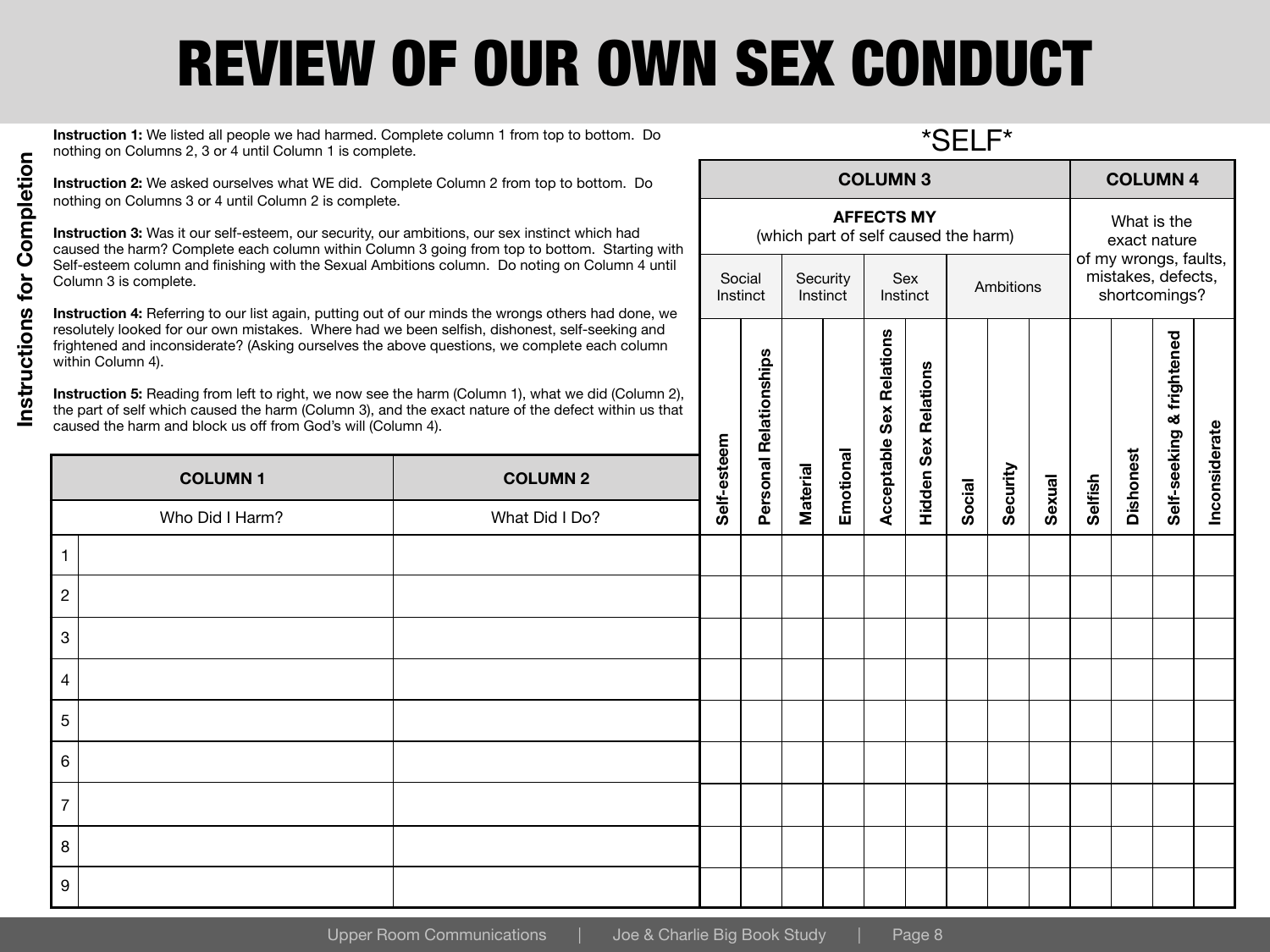# REVIEW OF OUR OWN SEX CONDUCT

**Instructions for Completion**

**Instruction 1:** We listed all people we had harmed. Complete column 1 from top to bottom. Do nothing on Columns 2, 3 or 4 until Column 1 is complete.

**Instruction 2:** We asked ourselves what WE did. Complete Column 2 from top to bottom. Do nothing on Columns 3 or 4 until Column 2 is complete.

**Instruction 3:** Was it our self-esteem, our security, our ambitions, our sex instinct which had caused the harm? Complete each column within Column 3 going from top to bottom. Starting with Self-esteem column and finishing with the Sexual Ambitions column. Do noting on Column 4 until Column 3 is complete.

**Instruction 4:** Referring to our list again, putting out of our minds the wrongs others had done, we resolutely looked for our own mistakes. Where had we been selfish, dishonest, self-seeking and frightened and inconsiderate? (Asking ourselves the above questions, we complete each column within Column 4).

**Instruction 5:** Reading from left to right, we now see the harm (Column 1), what we did (Column 2), the part of self which caused the harm (Column 3), and the exact nature of the defect within us that caused the harm and block us off from God's will (Column 4).

*SELF*

| | **COLUMN 1** | **COLUMN 2** | **COLUMN 3** | | | | | | | | | **COLUMN 4** | | | |
|---|---|---|---|---|---|---|---|---|---|---|---|---|---|---|---|
| | | | **AFFECTS MY** (which part of self caused the harm) | | | | | | | | | What is the exact nature of my wrongs, faults, mistakes, defects, shortcomings? | | | |
| | | | Social Instinct | | Security Instinct | | Sex Instinct | | Ambitions | | | | | | |
| | Who Did I Harm? | What Did I Do? | **Self-esteem** | **Personal Relationships** | **Material** | **Emotional** | **Acceptable Sex Relations** | **Hidden Sex Relations** | **Social** | **Security** | **Sexual** | **Selfish** | **Dishonest** | **Self-seeking & frightened** | **Inconsiderate** |
| 1 | | | | | | | | | | | | | | | |
| 2 | | | | | | | | | | | | | | | |
| 3 | | | | | | | | | | | | | | | |
| 4 | | | | | | | | | | | | | | | |
| 5 | | | | | | | | | | | | | | | |
| 6 | | | | | | | | | | | | | | | |
| 7 | | | | | | | | | | | | | | | |
| 8 | | | | | | | | | | | | | | | |
| 9 | | | | | | | | | | | | | | | |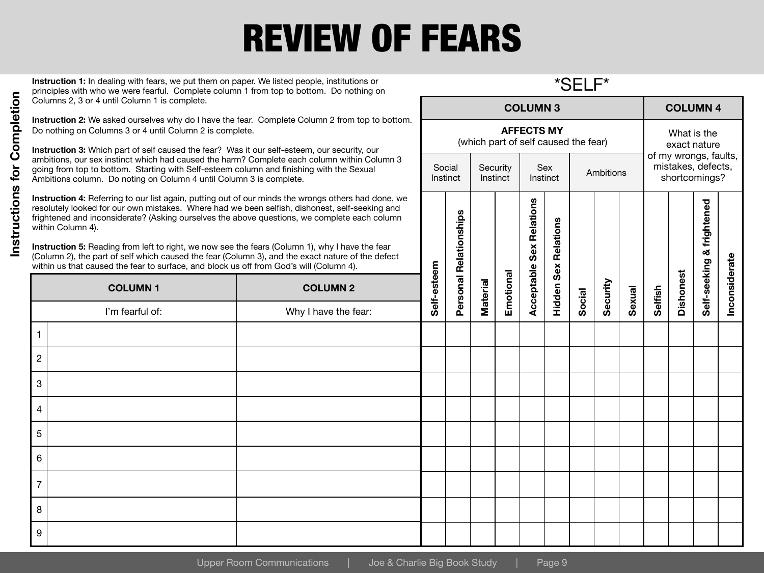# REVIEW OF FEARS

## Instructions for Completion

**Instruction 1:** In dealing with fears, we put them on paper. We listed people, institutions or principles with who we were fearful. Complete column 1 from top to bottom. Do nothing on Columns 2, 3 or 4 until Column 1 is complete.

**Instruction 2:** We asked ourselves why do I have the fear. Complete Column 2 from top to bottom. Do nothing on Columns 3 or 4 until Column 2 is complete.

**Instruction 3:** Which part of self caused the fear? Was it our self-esteem, our security, our ambitions, our sex instinct which had caused the harm? Complete each column within Column 3 going from top to bottom. Starting with Self-esteem column and finishing with the Sexual Ambitions column. Do noting on Column 4 until Column 3 is complete.

**Instruction 4:** Referring to our list again, putting out of our minds the wrongs others had done, we resolutely looked for our own mistakes. Where had we been selfish, dishonest, self-seeking and frightened and inconsiderate? (Asking ourselves the above questions, we complete each column within Column 4).

**Instruction 5:** Reading from left to right, we now see the fears (Column 1), why I have the fear (Column 2), the part of self which caused the fear (Column 3), and the exact nature of the defect within us that caused the fear to surface, and block us off from God's will (Column 4).

*SELF*

| | COLUMN 1 | COLUMN 2 | COLUMN 3 | | | | | | | | | COLUMN 4 | | | |
|---|---|---|---|---|---|---|---|---|---|---|---|---|---|---|---|
| | | | AFFECTS MY (which part of self caused the fear) | | | | | | | | | What is the exact nature of my wrongs, faults, mistakes, defects, shortcomings? | | | |
| | | | Social Instinct | | Security Instinct | | Sex Instinct | | Ambitions | | | | | | |
| | I'm fearful of: | Why I have the fear: | Self-esteem | Personal Relationships | Material | Emotional | Acceptable Sex Relations | Hidden Sex Relations | Social | Security | Sexual | Selfish | Dishonest | Self-seeking & frightened | Inconsiderate |
| 1 | | | | | | | | | | | | | | | |
| 2 | | | | | | | | | | | | | | | |
| 3 | | | | | | | | | | | | | | | |
| 4 | | | | | | | | | | | | | | | |
| 5 | | | | | | | | | | | | | | | |
| 6 | | | | | | | | | | | | | | | |
| 7 | | | | | | | | | | | | | | | |
| 8 | | | | | | | | | | | | | | | |
| 9 | | | | | | | | | | | | | | | |

Upper Room Communications | Joe & Charlie Big Book Study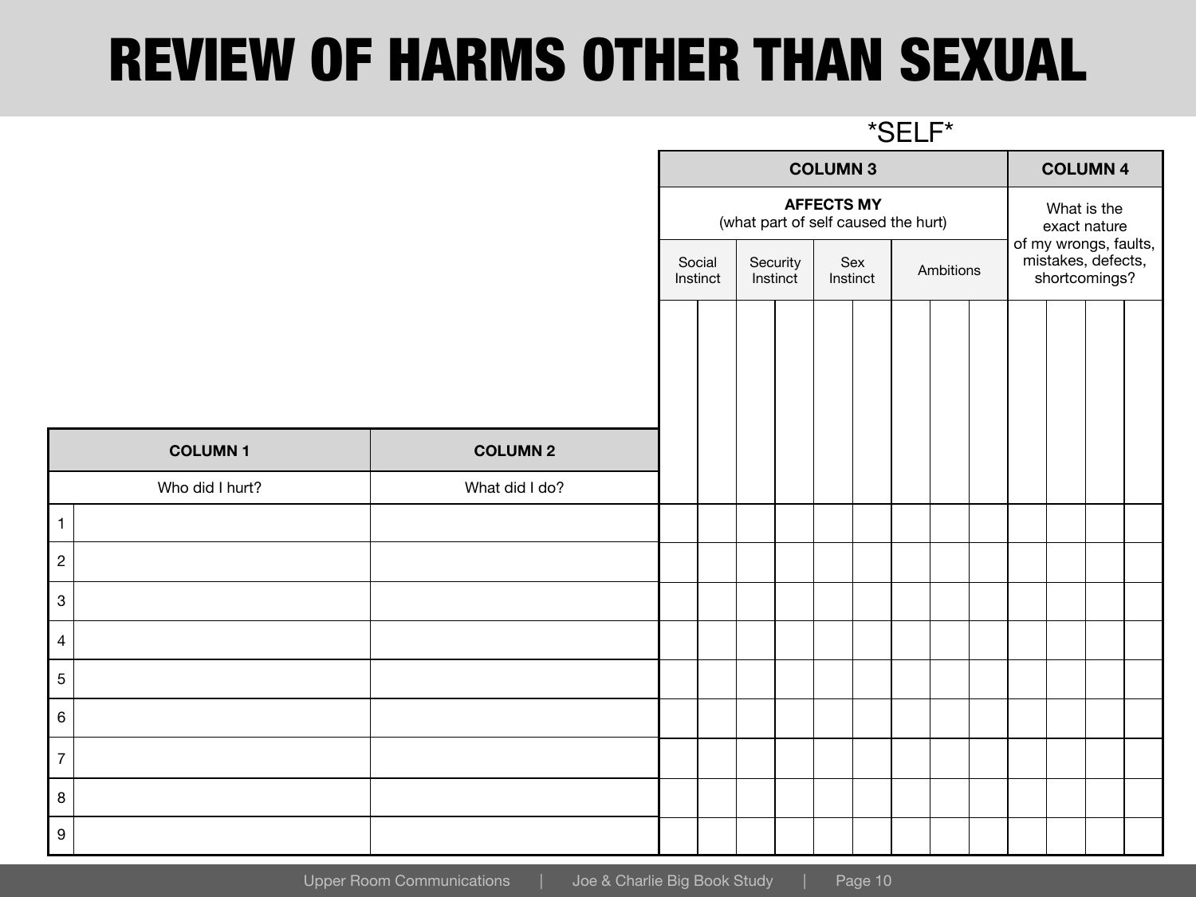# REVIEW OF HARMS OTHER THAN SEXUAL

*SELF*

| | COLUMN 1 | COLUMN 2 | COLUMN 3 | | | | COLUMN 4 |
|---|---|---|---|---|---|---|---|
| | Who did I hurt? | What did I do? | AFFECTS MY (what part of self caused the hurt) | | | | What is the exact nature of my wrongs, faults, mistakes, defects, shortcomings? |
| | | | Social Instinct | Security Instinct | Sex Instinct | Ambitions | |
| 1 | | | | | | | |
| 2 | | | | | | | |
| 3 | | | | | | | |
| 4 | | | | | | | |
| 5 | | | | | | | |
| 6 | | | | | | | |
| 7 | | | | | | | |
| 8 | | | | | | | |
| 9 | | | | | | | |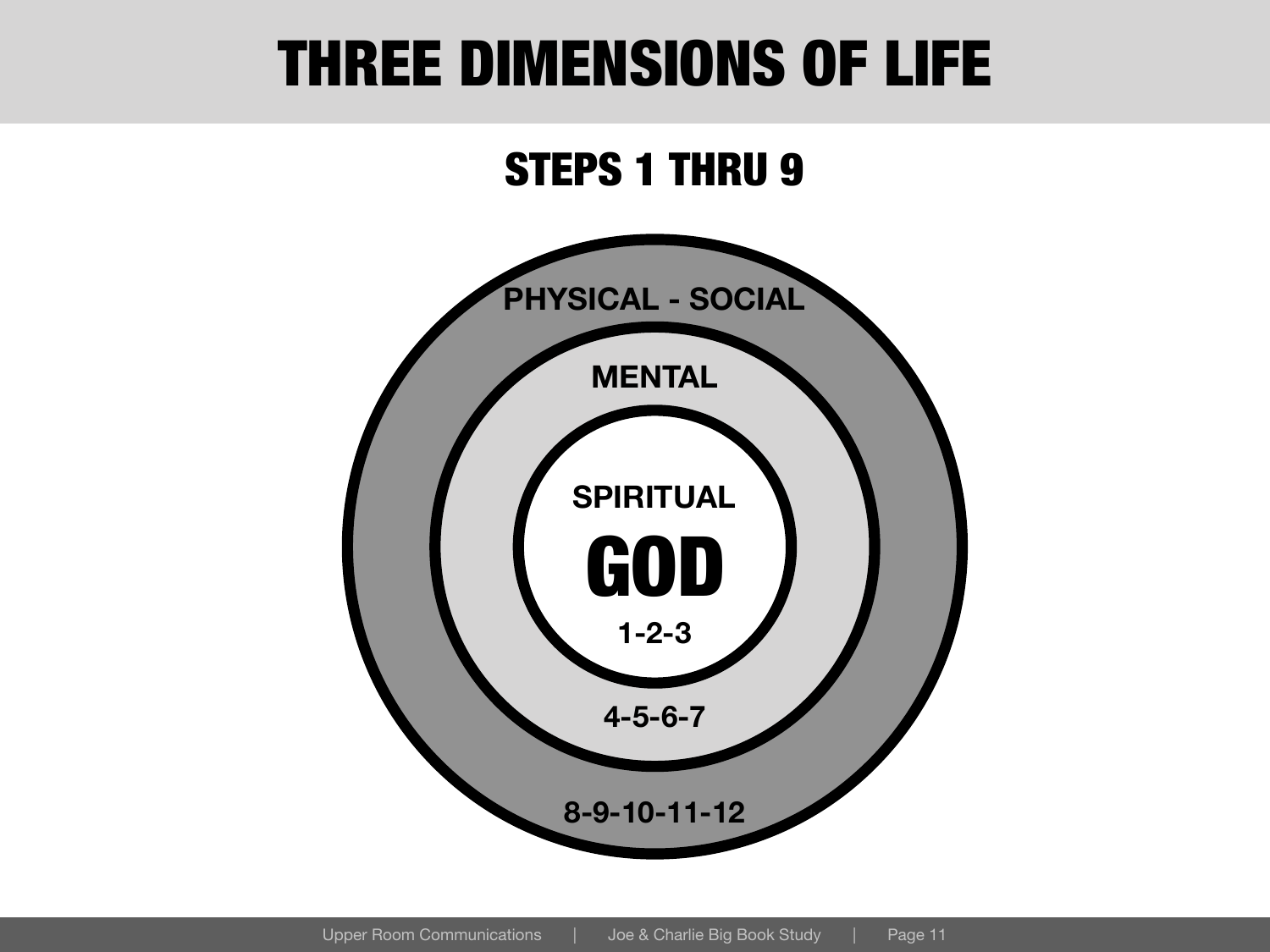# THREE DIMENSIONS OF LIFE

## STEPS 1 THRU 9

PHYSICAL - SOCIAL

MENTAL

SPIRITUAL

**GOD**

1-2-3

4-5-6-7

8-9-10-11-12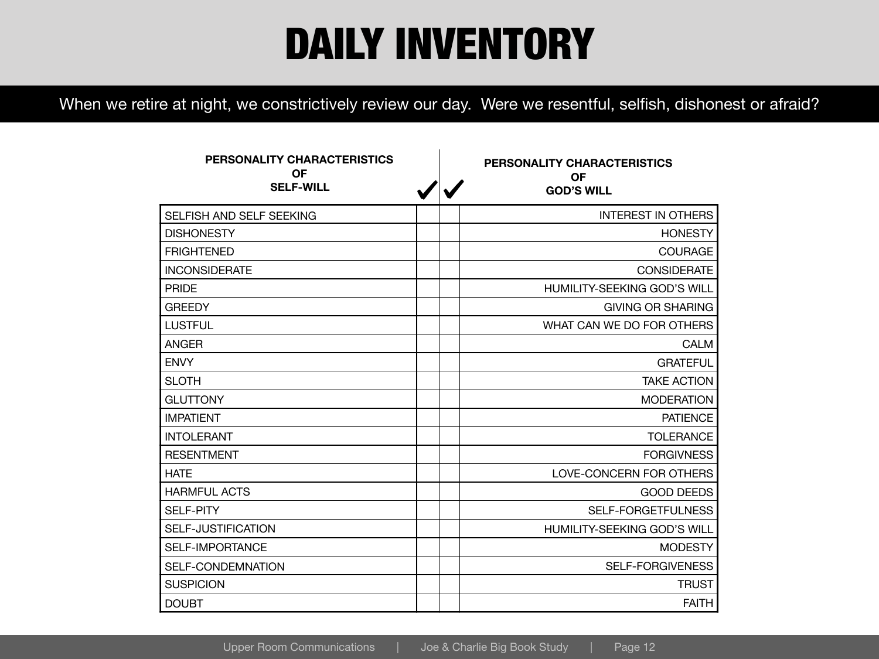# DAILY INVENTORY

When we retire at night, we constrictively review our day. Were we resentful, selfish, dishonest or afraid?

| PERSONALITY CHARACTERISTICS OF SELF-WILL | ✔ | ✔ | PERSONALITY CHARACTERISTICS OF GOD'S WILL |
|---|---|---|---|
| SELFISH AND SELF SEEKING | | | INTEREST IN OTHERS |
| DISHONESTY | | | HONESTY |
| FRIGHTENED | | | COURAGE |
| INCONSIDERATE | | | CONSIDERATE |
| PRIDE | | | HUMILITY-SEEKING GOD'S WILL |
| GREEDY | | | GIVING OR SHARING |
| LUSTFUL | | | WHAT CAN WE DO FOR OTHERS |
| ANGER | | | CALM |
| ENVY | | | GRATEFUL |
| SLOTH | | | TAKE ACTION |
| GLUTTONY | | | MODERATION |
| IMPATIENT | | | PATIENCE |
| INTOLERANT | | | TOLERANCE |
| RESENTMENT | | | FORGIVNESS |
| HATE | | | LOVE-CONCERN FOR OTHERS |
| HARMFUL ACTS | | | GOOD DEEDS |
| SELF-PITY | | | SELF-FORGETFULNESS |
| SELF-JUSTIFICATION | | | HUMILITY-SEEKING GOD'S WILL |
| SELF-IMPORTANCE | | | MODESTY |
| SELF-CONDEMNATION | | | SELF-FORGIVENESS |
| SUSPICION | | | TRUST |
| DOUBT | | | FAITH |